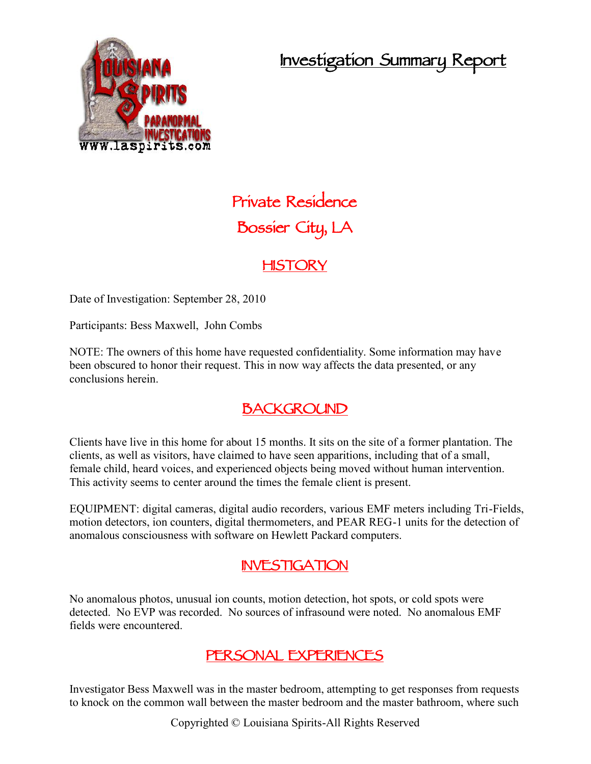# Investigation Summary Report

## Private Residence
## Bossier City, LA

## HISTORY

Date of Investigation: September 28, 2010

Participants: Bess Maxwell, John Combs

NOTE: The owners of this home have requested confidentiality. Some information may have been obscured to honor their request. This in now way affects the data presented, or any conclusions herein.

## BACKGROUND

Clients have live in this home for about 15 months. It sits on the site of a former plantation. The clients, as well as visitors, have claimed to have seen apparitions, including that of a small, female child, heard voices, and experienced objects being moved without human intervention. This activity seems to center around the times the female client is present.

EQUIPMENT: digital cameras, digital audio recorders, various EMF meters including Tri-Fields, motion detectors, ion counters, digital thermometers, and PEAR REG-1 units for the detection of anomalous consciousness with software on Hewlett Packard computers.

## INVESTIGATION

No anomalous photos, unusual ion counts, motion detection, hot spots, or cold spots were detected. No EVP was recorded. No sources of infrasound were noted. No anomalous EMF fields were encountered.

## PERSONAL EXPERIENCES

Investigator Bess Maxwell was in the master bedroom, attempting to get responses from requests to knock on the common wall between the master bedroom and the master bathroom, where such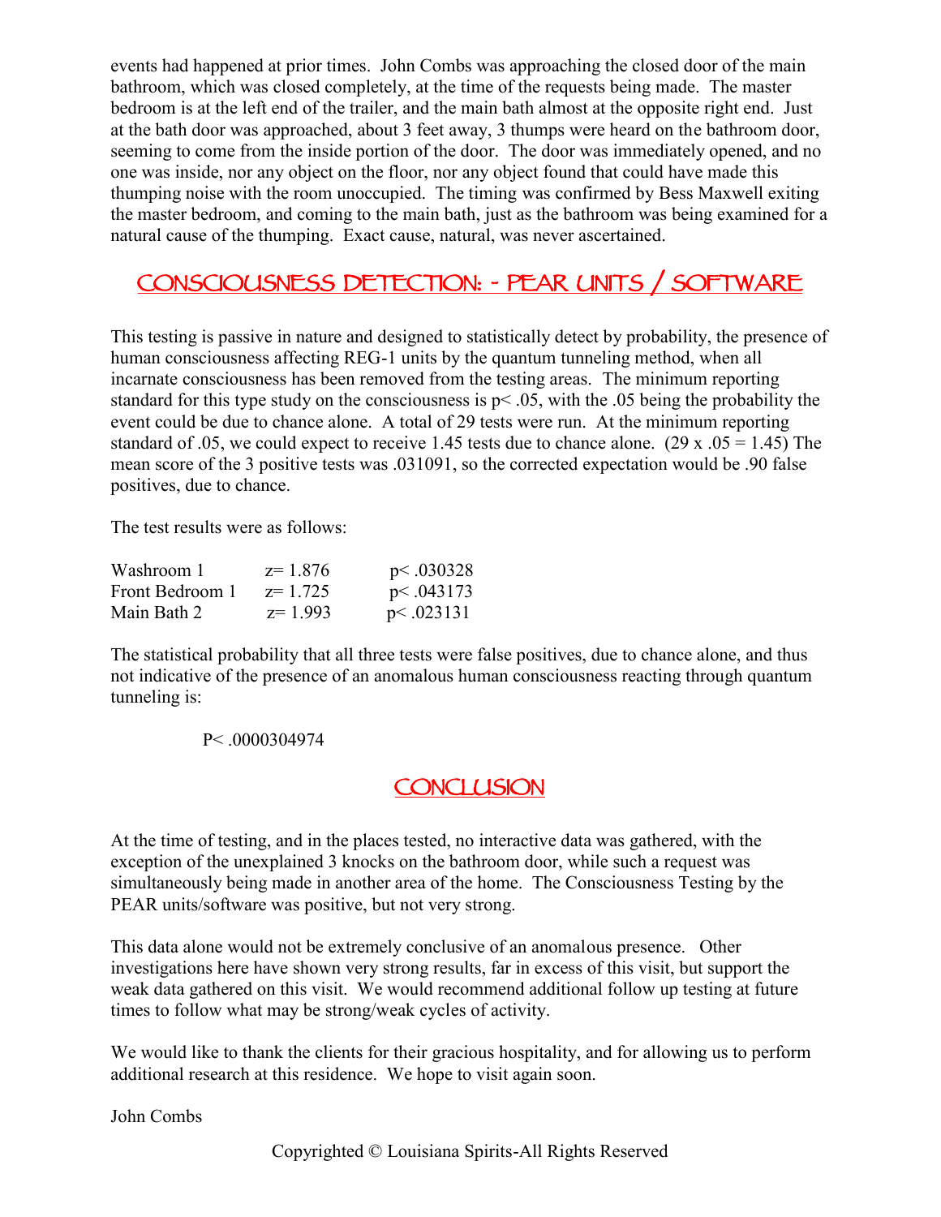events had happened at prior times. John Combs was approaching the closed door of the main bathroom, which was closed completely, at the time of the requests being made. The master bedroom is at the left end of the trailer, and the main bath almost at the opposite right end. Just at the bath door was approached, about 3 feet away, 3 thumps were heard on the bathroom door, seeming to come from the inside portion of the door. The door was immediately opened, and no one was inside, nor any object on the floor, nor any object found that could have made this thumping noise with the room unoccupied. The timing was confirmed by Bess Maxwell exiting the master bedroom, and coming to the main bath, just as the bathroom was being examined for a natural cause of the thumping. Exact cause, natural, was never ascertained.

## CONSCIOUSNESS DETECTION: - PEAR UNITS / SOFTWARE

This testing is passive in nature and designed to statistically detect by probability, the presence of human consciousness affecting REG-1 units by the quantum tunneling method, when all incarnate consciousness has been removed from the testing areas. The minimum reporting standard for this type study on the consciousness is $p < .05$, with the .05 being the probability the event could be due to chance alone. A total of 29 tests were run. At the minimum reporting standard of .05, we could expect to receive 1.45 tests due to chance alone. ($29 \times .05 = 1.45$) The mean score of the 3 positive tests was .031091, so the corrected expectation would be .90 false positives, due to chance.

The test results were as follows:

| | | |
|---|---|---|
| Washroom 1 | $z = 1.876$ | $p < .030328$ |
| Front Bedroom 1 | $z = 1.725$ | $p < .043173$ |
| Main Bath 2 | $z = 1.993$ | $p < .023131$ |

The statistical probability that all three tests were false positives, due to chance alone, and thus not indicative of the presence of an anomalous human consciousness reacting through quantum tunneling is:

$P < .0000304974$

## CONCLUSION

At the time of testing, and in the places tested, no interactive data was gathered, with the exception of the unexplained 3 knocks on the bathroom door, while such a request was simultaneously being made in another area of the home. The Consciousness Testing by the PEAR units/software was positive, but not very strong.

This data alone would not be extremely conclusive of an anomalous presence. Other investigations here have shown very strong results, far in excess of this visit, but support the weak data gathered on this visit. We would recommend additional follow up testing at future times to follow what may be strong/weak cycles of activity.

We would like to thank the clients for their gracious hospitality, and for allowing us to perform additional research at this residence. We hope to visit again soon.

John Combs

Copyrighted © Louisiana Spirits-All Rights Reserved